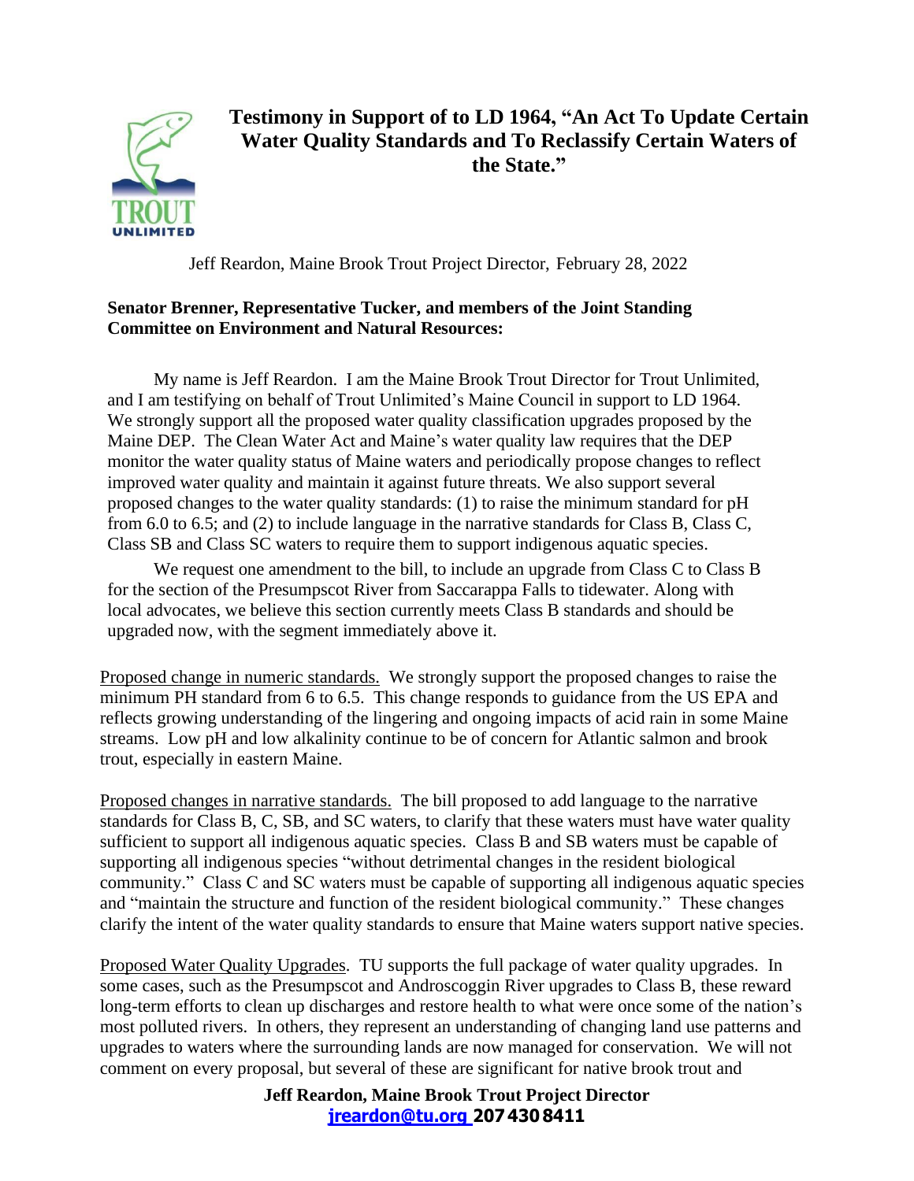# Testimony in Support of to LD 1964, "An Act To Update Certain Water Quality Standards and To Reclassify Certain Waters of the State."

Jeff Reardon, Maine Brook Trout Project Director, February 28, 2022

**Senator Brenner, Representative Tucker, and members of the Joint Standing Committee on Environment and Natural Resources:**

My name is Jeff Reardon. I am the Maine Brook Trout Director for Trout Unlimited, and I am testifying on behalf of Trout Unlimited's Maine Council in support to LD 1964. We strongly support all the proposed water quality classification upgrades proposed by the Maine DEP. The Clean Water Act and Maine's water quality law requires that the DEP monitor the water quality status of Maine waters and periodically propose changes to reflect improved water quality and maintain it against future threats. We also support several proposed changes to the water quality standards: (1) to raise the minimum standard for pH from 6.0 to 6.5; and (2) to include language in the narrative standards for Class B, Class C, Class SB and Class SC waters to require them to support indigenous aquatic species.

We request one amendment to the bill, to include an upgrade from Class C to Class B for the section of the Presumpscot River from Saccarappa Falls to tidewater. Along with local advocates, we believe this section currently meets Class B standards and should be upgraded now, with the segment immediately above it.

Proposed change in numeric standards. We strongly support the proposed changes to raise the minimum PH standard from 6 to 6.5. This change responds to guidance from the US EPA and reflects growing understanding of the lingering and ongoing impacts of acid rain in some Maine streams. Low pH and low alkalinity continue to be of concern for Atlantic salmon and brook trout, especially in eastern Maine.

Proposed changes in narrative standards. The bill proposed to add language to the narrative standards for Class B, C, SB, and SC waters, to clarify that these waters must have water quality sufficient to support all indigenous aquatic species. Class B and SB waters must be capable of supporting all indigenous species "without detrimental changes in the resident biological community." Class C and SC waters must be capable of supporting all indigenous aquatic species and "maintain the structure and function of the resident biological community." These changes clarify the intent of the water quality standards to ensure that Maine waters support native species.

Proposed Water Quality Upgrades. TU supports the full package of water quality upgrades. In some cases, such as the Presumpscot and Androscoggin River upgrades to Class B, these reward long-term efforts to clean up discharges and restore health to what were once some of the nation's most polluted rivers. In others, they represent an understanding of changing land use patterns and upgrades to waters where the surrounding lands are now managed for conservation. We will not comment on every proposal, but several of these are significant for native brook trout and

**Jeff Reardon, Maine Brook Trout Project Director**
**jreardon@tu.org 207 430 8411**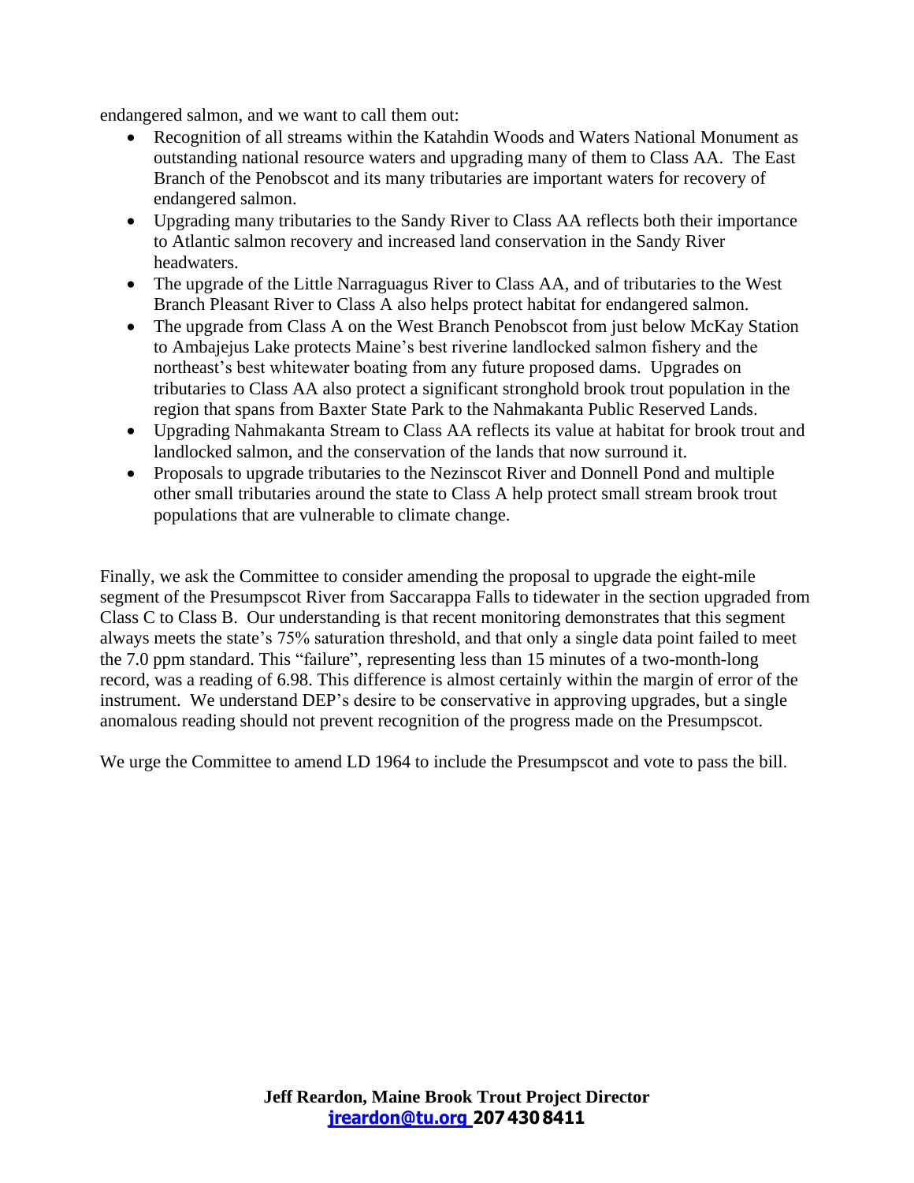endangered salmon, and we want to call them out:

- Recognition of all streams within the Katahdin Woods and Waters National Monument as outstanding national resource waters and upgrading many of them to Class AA. The East Branch of the Penobscot and its many tributaries are important waters for recovery of endangered salmon.
- Upgrading many tributaries to the Sandy River to Class AA reflects both their importance to Atlantic salmon recovery and increased land conservation in the Sandy River headwaters.
- The upgrade of the Little Narraguagus River to Class AA, and of tributaries to the West Branch Pleasant River to Class A also helps protect habitat for endangered salmon.
- The upgrade from Class A on the West Branch Penobscot from just below McKay Station to Ambajejus Lake protects Maine's best riverine landlocked salmon fishery and the northeast's best whitewater boating from any future proposed dams. Upgrades on tributaries to Class AA also protect a significant stronghold brook trout population in the region that spans from Baxter State Park to the Nahmakanta Public Reserved Lands.
- Upgrading Nahmakanta Stream to Class AA reflects its value at habitat for brook trout and landlocked salmon, and the conservation of the lands that now surround it.
- Proposals to upgrade tributaries to the Nezinscot River and Donnell Pond and multiple other small tributaries around the state to Class A help protect small stream brook trout populations that are vulnerable to climate change.

Finally, we ask the Committee to consider amending the proposal to upgrade the eight-mile segment of the Presumpscot River from Saccarappa Falls to tidewater in the section upgraded from Class C to Class B. Our understanding is that recent monitoring demonstrates that this segment always meets the state's 75% saturation threshold, and that only a single data point failed to meet the 7.0 ppm standard. This "failure", representing less than 15 minutes of a two-month-long record, was a reading of 6.98. This difference is almost certainly within the margin of error of the instrument. We understand DEP's desire to be conservative in approving upgrades, but a single anomalous reading should not prevent recognition of the progress made on the Presumpscot.

We urge the Committee to amend LD 1964 to include the Presumpscot and vote to pass the bill.

**Jeff Reardon, Maine Brook Trout Project Director**
**jreardon@tu.org 207 430 8411**